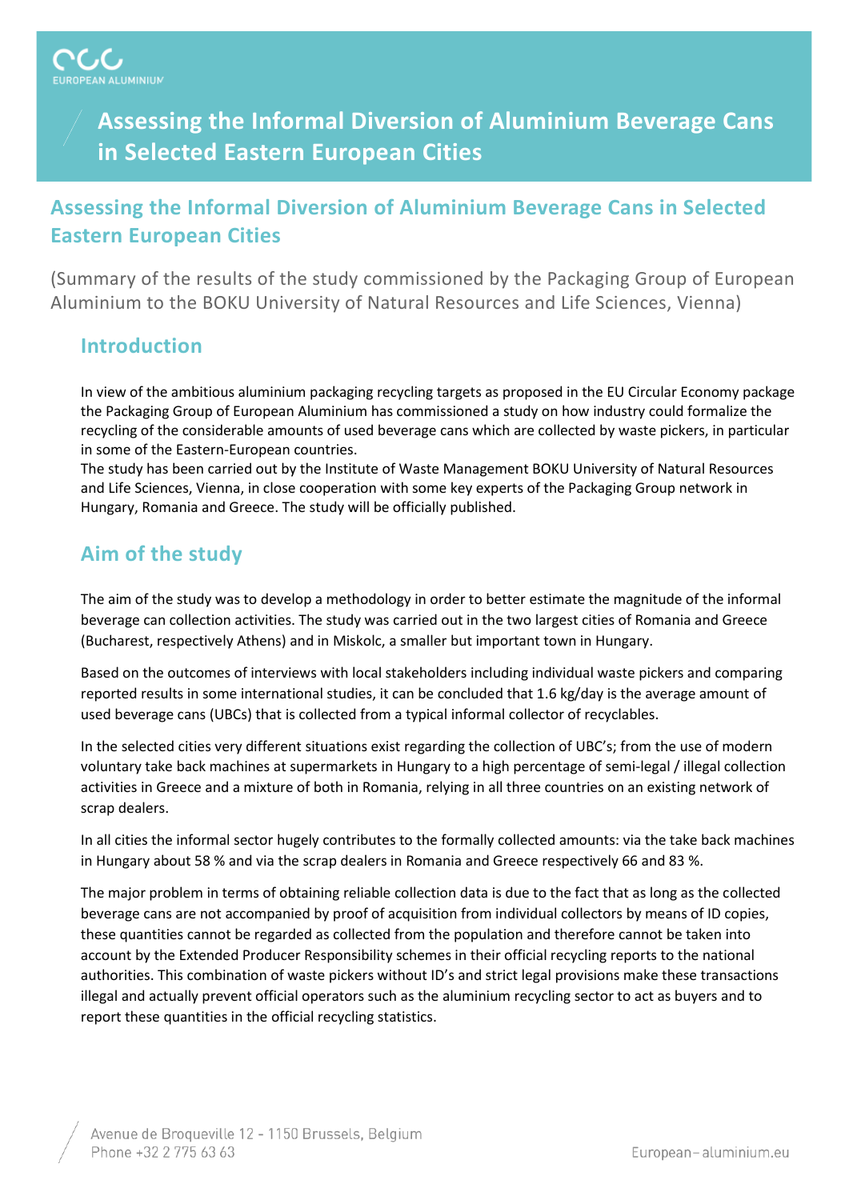# Assessing the Informal Diversion of Aluminium Beverage Cans in Selected Eastern European Cities

## Assessing the Informal Diversion of Aluminium Beverage Cans in Selected Eastern European Cities

(Summary of the results of the study commissioned by the Packaging Group of European Aluminium to the BOKU University of Natural Resources and Life Sciences, Vienna)

### Introduction

In view of the ambitious aluminium packaging recycling targets as proposed in the EU Circular Economy package the Packaging Group of European Aluminium has commissioned a study on how industry could formalize the recycling of the considerable amounts of used beverage cans which are collected by waste pickers, in particular in some of the Eastern-European countries.
The study has been carried out by the Institute of Waste Management BOKU University of Natural Resources and Life Sciences, Vienna, in close cooperation with some key experts of the Packaging Group network in Hungary, Romania and Greece. The study will be officially published.

### Aim of the study

The aim of the study was to develop a methodology in order to better estimate the magnitude of the informal beverage can collection activities. The study was carried out in the two largest cities of Romania and Greece (Bucharest, respectively Athens) and in Miskolc, a smaller but important town in Hungary.

Based on the outcomes of interviews with local stakeholders including individual waste pickers and comparing reported results in some international studies, it can be concluded that 1.6 kg/day is the average amount of used beverage cans (UBCs) that is collected from a typical informal collector of recyclables.

In the selected cities very different situations exist regarding the collection of UBC's; from the use of modern voluntary take back machines at supermarkets in Hungary to a high percentage of semi-legal / illegal collection activities in Greece and a mixture of both in Romania, relying in all three countries on an existing network of scrap dealers.

In all cities the informal sector hugely contributes to the formally collected amounts: via the take back machines in Hungary about 58 % and via the scrap dealers in Romania and Greece respectively 66 and 83 %.

The major problem in terms of obtaining reliable collection data is due to the fact that as long as the collected beverage cans are not accompanied by proof of acquisition from individual collectors by means of ID copies, these quantities cannot be regarded as collected from the population and therefore cannot be taken into account by the Extended Producer Responsibility schemes in their official recycling reports to the national authorities. This combination of waste pickers without ID's and strict legal provisions make these transactions illegal and actually prevent official operators such as the aluminium recycling sector to act as buyers and to report these quantities in the official recycling statistics.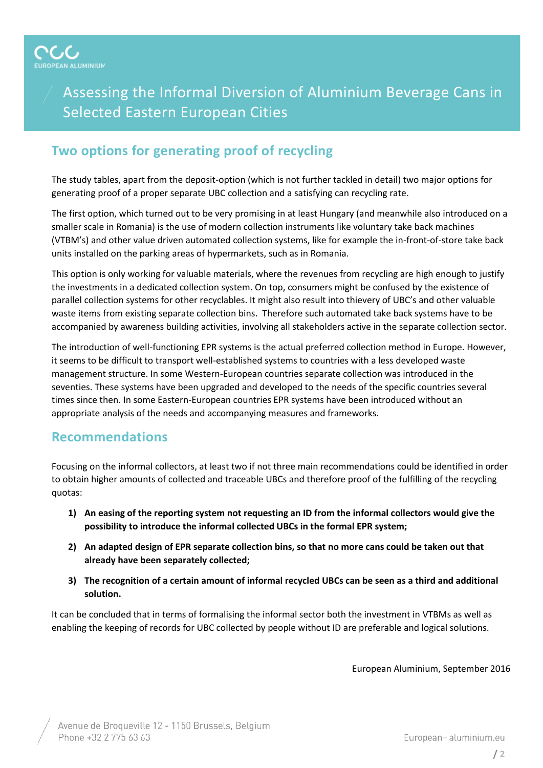# Assessing the Informal Diversion of Aluminium Beverage Cans in Selected Eastern European Cities

## Two options for generating proof of recycling

The study tables, apart from the deposit-option (which is not further tackled in detail) two major options for generating proof of a proper separate UBC collection and a satisfying can recycling rate.

The first option, which turned out to be very promising in at least Hungary (and meanwhile also introduced on a smaller scale in Romania) is the use of modern collection instruments like voluntary take back machines (VTBM's) and other value driven automated collection systems, like for example the in-front-of-store take back units installed on the parking areas of hypermarkets, such as in Romania.

This option is only working for valuable materials, where the revenues from recycling are high enough to justify the investments in a dedicated collection system. On top, consumers might be confused by the existence of parallel collection systems for other recyclables. It might also result into thievery of UBC's and other valuable waste items from existing separate collection bins. Therefore such automated take back systems have to be accompanied by awareness building activities, involving all stakeholders active in the separate collection sector.

The introduction of well-functioning EPR systems is the actual preferred collection method in Europe. However, it seems to be difficult to transport well-established systems to countries with a less developed waste management structure. In some Western-European countries separate collection was introduced in the seventies. These systems have been upgraded and developed to the needs of the specific countries several times since then. In some Eastern-European countries EPR systems have been introduced without an appropriate analysis of the needs and accompanying measures and frameworks.

## Recommendations

Focusing on the informal collectors, at least two if not three main recommendations could be identified in order to obtain higher amounts of collected and traceable UBCs and therefore proof of the fulfilling of the recycling quotas:

1) **An easing of the reporting system not requesting an ID from the informal collectors would give the possibility to introduce the informal collected UBCs in the formal EPR system;**
2) **An adapted design of EPR separate collection bins, so that no more cans could be taken out that already have been separately collected;**
3) **The recognition of a certain amount of informal recycled UBCs can be seen as a third and additional solution.**

It can be concluded that in terms of formalising the informal sector both the investment in VTBMs as well as enabling the keeping of records for UBC collected by people without ID are preferable and logical solutions.

European Aluminium, September 2016